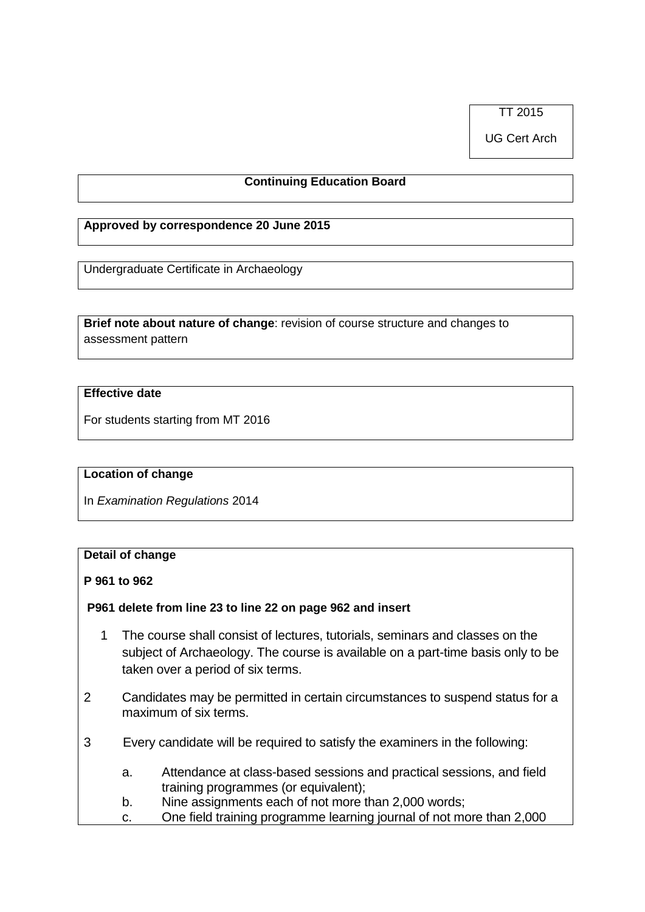TT 2015

UG Cert Arch

**Continuing Education Board**

**Approved by correspondence 20 June 2015**

Undergraduate Certificate in Archaeology

**Brief note about nature of change**: revision of course structure and changes to assessment pattern

**Effective date**

For students starting from MT 2016

**Location of change**

In *Examination Regulations* 2014

**Detail of change**

**P 961 to 962**

**P961 delete from line 23 to line 22 on page 962 and insert**

1. The course shall consist of lectures, tutorials, seminars and classes on the subject of Archaeology. The course is available on a part-time basis only to be taken over a period of six terms.
2. Candidates may be permitted in certain circumstances to suspend status for a maximum of six terms.
3. Every candidate will be required to satisfy the examiners in the following:

   a. Attendance at class-based sessions and practical sessions, and field training programmes (or equivalent);
   b. Nine assignments each of not more than 2,000 words;
   c. One field training programme learning journal of not more than 2,000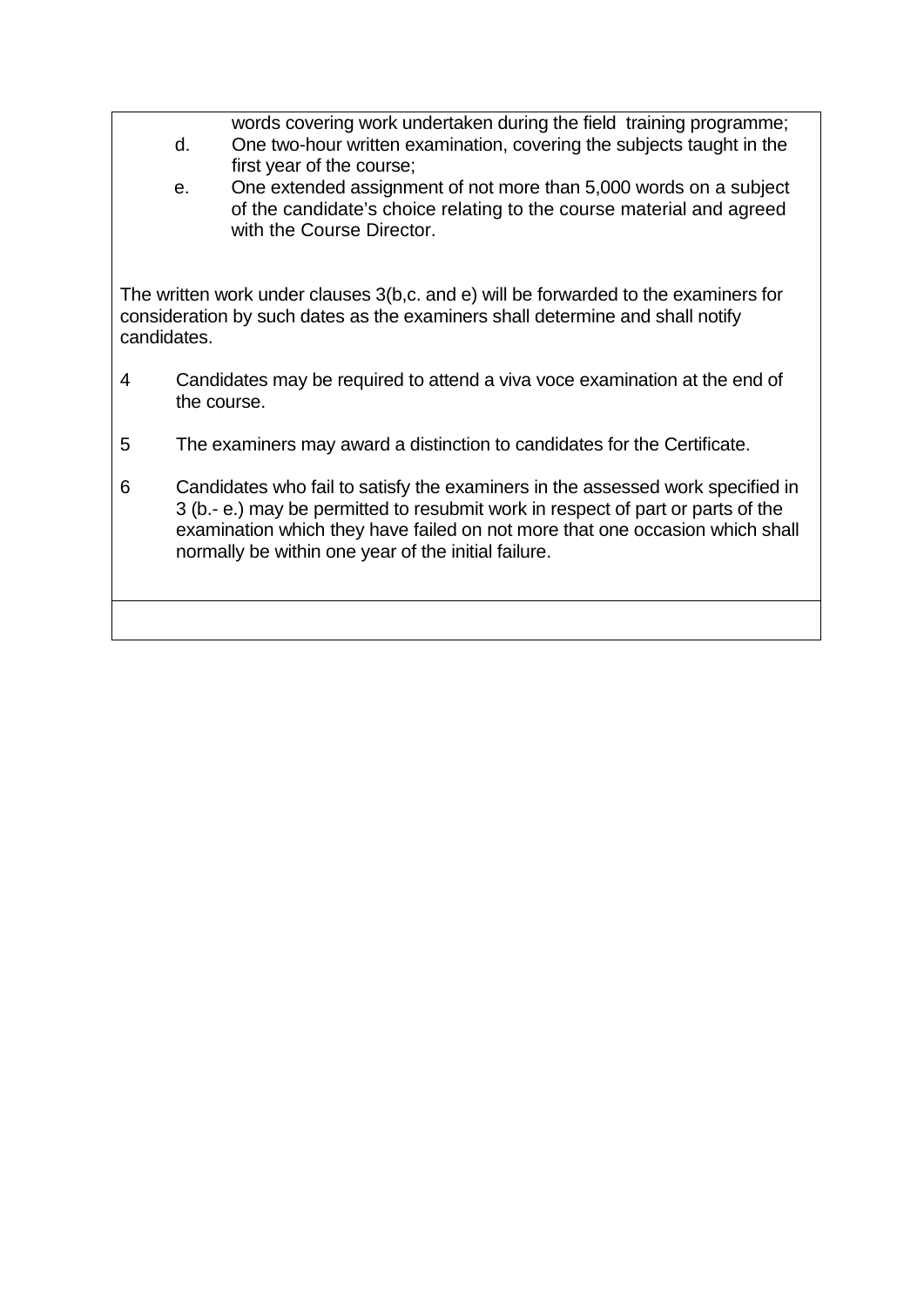words covering work undertaken during the field training programme;

d. One two-hour written examination, covering the subjects taught in the first year of the course;

e. One extended assignment of not more than 5,000 words on a subject of the candidate's choice relating to the course material and agreed with the Course Director.

The written work under clauses 3(b,c. and e) will be forwarded to the examiners for consideration by such dates as the examiners shall determine and shall notify candidates.

4 Candidates may be required to attend a viva voce examination at the end of the course.

5 The examiners may award a distinction to candidates for the Certificate.

6 Candidates who fail to satisfy the examiners in the assessed work specified in 3 (b.- e.) may be permitted to resubmit work in respect of part or parts of the examination which they have failed on not more that one occasion which shall normally be within one year of the initial failure.